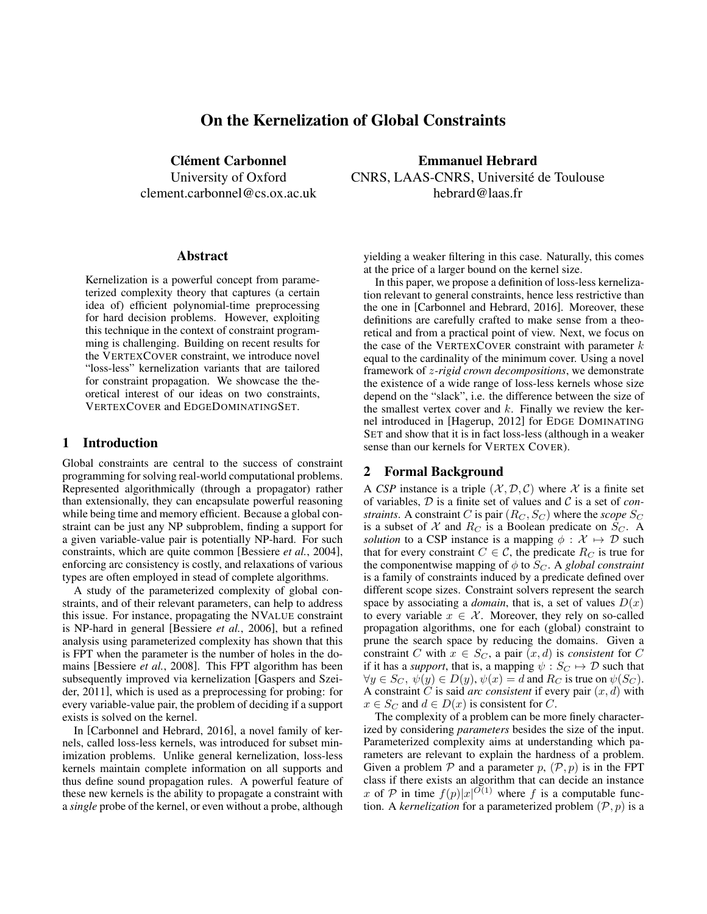# On the Kernelization of Global Constraints

**Clément Carbonnel**
University of Oxford
clement.carbonnel@cs.ox.ac.uk

**Emmanuel Hebrard**
CNRS, LAAS-CNRS, Université de Toulouse
hebrard@laas.fr

## Abstract

Kernelization is a powerful concept from parameterized complexity theory that captures (a certain idea of) efficient polynomial-time preprocessing for hard decision problems. However, exploiting this technique in the context of constraint programming is challenging. Building on recent results for the VERTEXCOVER constraint, we introduce novel "loss-less" kernelization variants that are tailored for constraint propagation. We showcase the theoretical interest of our ideas on two constraints, VERTEXCOVER and EDGEDOMINATINGSET.

## 1 Introduction

Global constraints are central to the success of constraint programming for solving real-world computational problems. Represented algorithmically (through a propagator) rather than extensionally, they can encapsulate powerful reasoning while being time and memory efficient. Because a global constraint can be just any NP subproblem, finding a support for a given variable-value pair is potentially NP-hard. For such constraints, which are quite common [Bessiere *et al.*, 2004], enforcing arc consistency is costly, and relaxations of various types are often employed in stead of complete algorithms.

A study of the parameterized complexity of global constraints, and of their relevant parameters, can help to address this issue. For instance, propagating the NVALUE constraint is NP-hard in general [Bessiere *et al.*, 2006], but a refined analysis using parameterized complexity has shown that this is FPT when the parameter is the number of holes in the domains [Bessiere *et al.*, 2008]. This FPT algorithm has been subsequently improved via kernelization [Gaspers and Szeider, 2011], which is used as a preprocessing for probing: for every variable-value pair, the problem of deciding if a support exists is solved on the kernel.

In [Carbonnel and Hebrard, 2016], a novel family of kernels, called loss-less kernels, was introduced for subset minimization problems. Unlike general kernelization, loss-less kernels maintain complete information on all supports and thus define sound propagation rules. A powerful feature of these new kernels is the ability to propagate a constraint with a *single* probe of the kernel, or even without a probe, although yielding a weaker filtering in this case. Naturally, this comes at the price of a larger bound on the kernel size.

In this paper, we propose a definition of loss-less kernelization relevant to general constraints, hence less restrictive than the one in [Carbonnel and Hebrard, 2016]. Moreover, these definitions are carefully crafted to make sense from a theoretical and from a practical point of view. Next, we focus on the case of the VERTEXCOVER constraint with parameter $k$ equal to the cardinality of the minimum cover. Using a novel framework of *z-rigid crown decompositions*, we demonstrate the existence of a wide range of loss-less kernels whose size depend on the "slack", i.e. the difference between the size of the smallest vertex cover and $k$. Finally we review the kernel introduced in [Hagerup, 2012] for EDGE DOMINATING SET and show that it is in fact loss-less (although in a weaker sense than our kernels for VERTEX COVER).

## 2 Formal Background

A *CSP* instance is a triple $(\mathcal{X}, \mathcal{D}, \mathcal{C})$ where $\mathcal{X}$ is a finite set of variables, $\mathcal{D}$ is a finite set of values and $\mathcal{C}$ is a set of *constraints*. A constraint $C$ is pair $(R_C, S_C)$ where the *scope* $S_C$ is a subset of $\mathcal{X}$ and $R_C$ is a Boolean predicate on $S_C$. A *solution* to a CSP instance is a mapping $\phi : \mathcal{X} \mapsto \mathcal{D}$ such that for every constraint $C \in \mathcal{C}$, the predicate $R_C$ is true for the componentwise mapping of $\phi$ to $S_C$. A *global constraint* is a family of constraints induced by a predicate defined over different scope sizes. Constraint solvers represent the search space by associating a *domain*, that is, a set of values $D(x)$ to every variable $x \in \mathcal{X}$. Moreover, they rely on so-called propagation algorithms, one for each (global) constraint to prune the search space by reducing the domains. Given a constraint $C$ with $x \in S_C$, a pair $(x, d)$ is *consistent* for $C$ if it has a *support*, that is, a mapping $\psi : S_C \mapsto \mathcal{D}$ such that $\forall y \in S_C,\ \psi(y) \in D(y), \psi(x) = d$ and $R_C$ is true on $\psi(S_C)$. A constraint $C$ is said *arc consistent* if every pair $(x, d)$ with $x \in S_C$ and $d \in D(x)$ is consistent for $C$.

The complexity of a problem can be more finely characterized by considering *parameters* besides the size of the input. Parameterized complexity aims at understanding which parameters are relevant to explain the hardness of a problem. Given a problem $\mathcal{P}$ and a parameter $p$, $(\mathcal{P}, p)$ is in the FPT class if there exists an algorithm that can decide an instance $x$ of $\mathcal{P}$ in time $f(p)|x|^{O(1)}$ where $f$ is a computable function. A *kernelization* for a parameterized problem $(\mathcal{P}, p)$ is a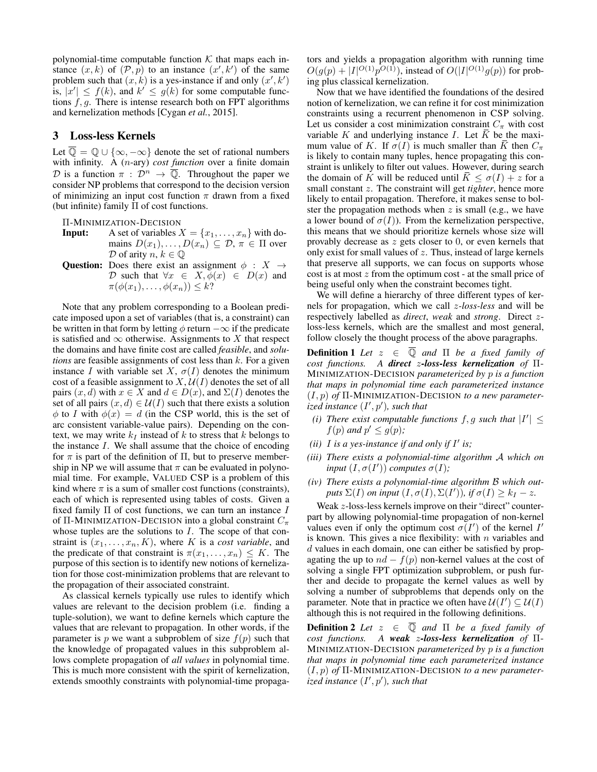polynomial-time computable function $\mathcal{K}$ that maps each instance $(x, k)$ of $(\mathcal{P}, p)$ to an instance $(x', k')$ of the same problem such that $(x, k)$ is a yes-instance if and only $(x', k')$ is, $|x'| \leq f(k)$, and $k' \leq g(k)$ for some computable functions $f, g$. There is intense research both on FPT algorithms and kernelization methods [Cygan *et al.*, 2015].

## 3 Loss-less Kernels

Let $\overline{\mathbb{Q}} = \mathbb{Q} \cup \{\infty, -\infty\}$ denote the set of rational numbers with infinity. A ($n$-ary) *cost function* over a finite domain $\mathcal{D}$ is a function $\pi : \mathcal{D}^n \rightarrow \overline{\mathbb{Q}}$. Throughout the paper we consider NP problems that correspond to the decision version of minimizing an input cost function $\pi$ drawn from a fixed (but infinite) family $\Pi$ of cost functions.

$\Pi$-MINIMIZATION-DECISION

**Input:** A set of variables $X = \{x_1, \ldots, x_n\}$ with domains $D(x_1), \ldots, D(x_n) \subseteq \mathcal{D}$, $\pi \in \Pi$ over $\mathcal{D}$ of arity $n$, $k \in \mathbb{Q}$

**Question:** Does there exist an assignment $\phi : X \rightarrow \mathcal{D}$ such that $\forall x \in X, \phi(x) \in D(x)$ and $\pi(\phi(x_1), \ldots, \phi(x_n)) \leq k$?

Note that any problem corresponding to a Boolean predicate imposed upon a set of variables (that is, a constraint) can be written in that form by letting $\phi$ return $-\infty$ if the predicate is satisfied and $\infty$ otherwise. Assignments to $X$ that respect the domains and have finite cost are called *feasible*, and *solutions* are feasible assignments of cost less than $k$. For a given instance $I$ with variable set $X$, $\sigma(I)$ denotes the minimum cost of a feasible assignment to $X$, $\mathcal{U}(I)$ denotes the set of all pairs $(x, d)$ with $x \in X$ and $d \in D(x)$, and $\Sigma(I)$ denotes the set of all pairs $(x, d) \in \mathcal{U}(I)$ such that there exists a solution $\phi$ to $I$ with $\phi(x) = d$ (in the CSP world, this is the set of arc consistent variable-value pairs). Depending on the context, we may write $k_I$ instead of $k$ to stress that $k$ belongs to the instance $I$. We shall assume that the choice of encoding for $\pi$ is part of the definition of $\Pi$, but to preserve membership in NP we will assume that $\pi$ can be evaluated in polynomial time. For example, VALUED CSP is a problem of this kind where $\pi$ is a sum of smaller cost functions (constraints), each of which is represented using tables of costs. Given a fixed family $\Pi$ of cost functions, we can turn an instance $I$ of $\Pi$-MINIMIZATION-DECISION into a global constraint $C_\pi$ whose tuples are the solutions to $I$. The scope of that constraint is $(x_1, \ldots, x_n, K)$, where $K$ is a *cost variable*, and the predicate of that constraint is $\pi(x_1, \ldots, x_n) \leq K$. The purpose of this section is to identify new notions of kernelization for those cost-minimization problems that are relevant to the propagation of their associated constraint.

As classical kernels typically use rules to identify which values are relevant to the decision problem (i.e. finding a tuple-solution), we want to define kernels which capture the values that are relevant to propagation. In other words, if the parameter is $p$ we want a subproblem of size $f(p)$ such that the knowledge of propagated values in this subproblem allows complete propagation of *all values* in polynomial time. This is much more consistent with the spirit of kernelization, extends smoothly constraints with polynomial-time propagators and yields a propagation algorithm with running time $O(g(p) + |I|^{O(1)} p^{O(1)})$, instead of $O(|I|^{O(1)} g(p))$ for probing plus classical kernelization.

Now that we have identified the foundations of the desired notion of kernelization, we can refine it for cost minimization constraints using a recurrent phenomenon in CSP solving. Let us consider a cost minimization constraint $C_\pi$ with cost variable $K$ and underlying instance $I$. Let $\overline{K}$ be the maximum value of $K$. If $\sigma(I)$ is much smaller than $\overline{K}$ then $C_\pi$ is likely to contain many tuples, hence propagating this constraint is unlikely to filter out values. However, during search the domain of $K$ will be reduced until $\overline{K} \leq \sigma(I) + z$ for a small constant $z$. The constraint will get *tighter*, hence more likely to entail propagation. Therefore, it makes sense to bolster the propagation methods when $z$ is small (e.g., we have a lower bound of $\sigma(I)$). From the kernelization perspective, this means that we should prioritize kernels whose size will provably decrease as $z$ gets closer to 0, or even kernels that only exist for small values of $z$. Thus, instead of large kernels that preserve all supports, we can focus on supports whose cost is at most $z$ from the optimum cost - at the small price of being useful only when the constraint becomes tight.

We will define a hierarchy of three different types of kernels for propagation, which we call *z-loss-less* and will be respectively labelled as *direct*, *weak* and *strong*. Direct $z$-loss-less kernels, which are the smallest and most general, follow closely the thought process of the above paragraphs.

**Definition 1** *Let $z \in \overline{\mathbb{Q}}$ and $\Pi$ be a fixed family of cost functions. A **direct $z$-loss-less kernelization** of $\Pi$-MINIMIZATION-DECISION parameterized by $p$ is a function that maps in polynomial time each parameterized instance $(I, p)$ of $\Pi$-MINIMIZATION-DECISION to a new parameterized instance $(I', p')$, such that*

- *(i) There exist computable functions $f, g$ such that $|I'| \leq f(p)$ and $p' \leq g(p)$;*
- *(ii) $I$ is a yes-instance if and only if $I'$ is;*
- *(iii) There exists a polynomial-time algorithm $\mathcal{A}$ which on input $(I, \sigma(I'))$ computes $\sigma(I)$;*
- *(iv) There exists a polynomial-time algorithm $\mathcal{B}$ which outputs $\Sigma(I)$ on input $(I, \sigma(I), \Sigma(I'))$, if $\sigma(I) \geq k_I - z$.*

Weak $z$-loss-less kernels improve on their "direct" counterpart by allowing polynomial-time propagation of non-kernel values even if only the optimum cost $\sigma(I')$ of the kernel $I'$ is known. This gives a nice flexibility: with $n$ variables and $d$ values in each domain, one can either be satisfied by propagating the up to $nd - f(p)$ non-kernel values at the cost of solving a single FPT optimization subproblem, or push further and decide to propagate the kernel values as well by solving a number of subproblems that depends only on the parameter. Note that in practice we often have $\mathcal{U}(I') \subseteq \mathcal{U}(I)$ although this is not required in the following definitions.

**Definition 2** *Let $z \in \overline{\mathbb{Q}}$ and $\Pi$ be a fixed family of cost functions. A **weak $z$-loss-less kernelization** of $\Pi$-MINIMIZATION-DECISION parameterized by $p$ is a function that maps in polynomial time each parameterized instance $(I, p)$ of $\Pi$-MINIMIZATION-DECISION to a new parameterized instance $(I', p')$, such that*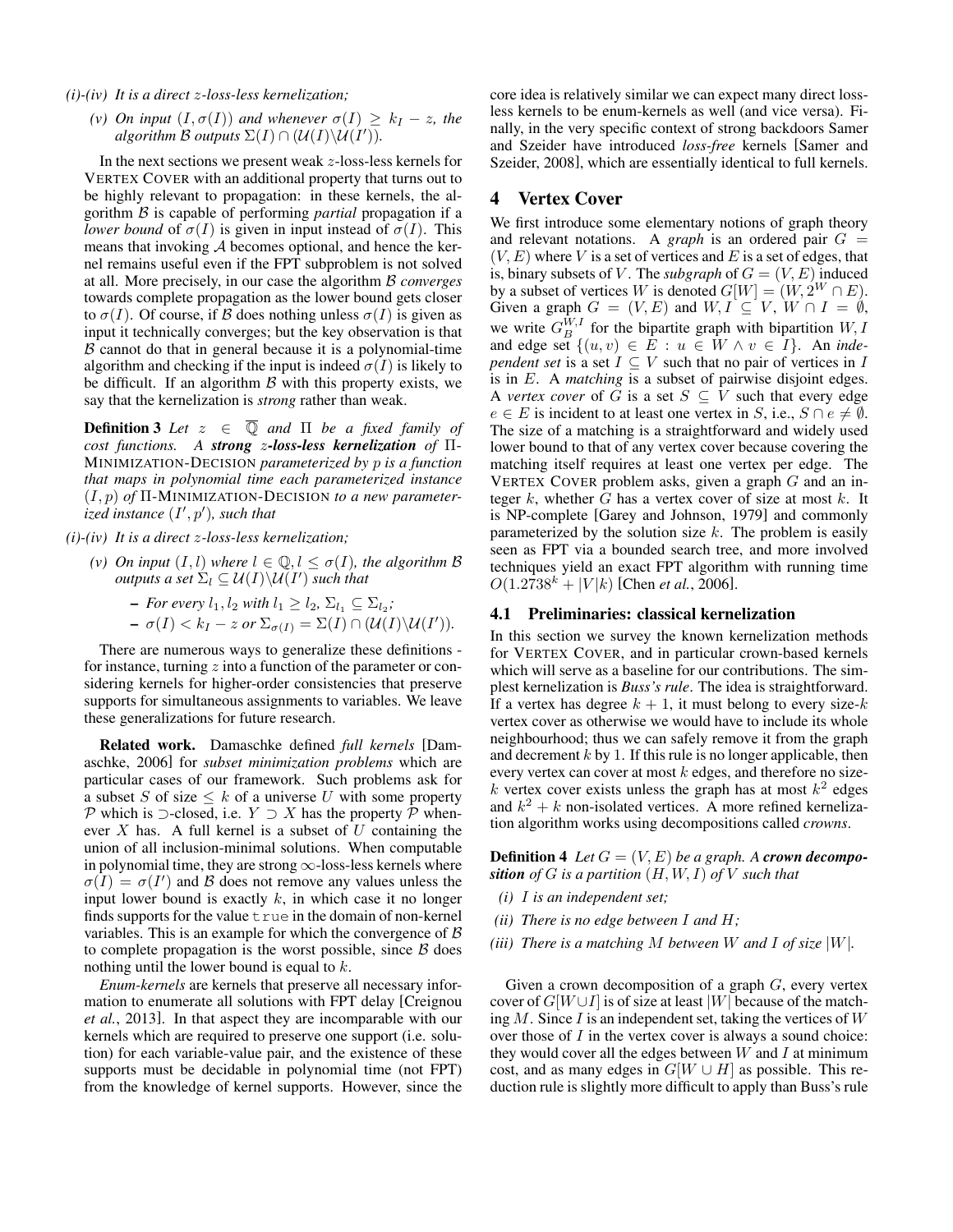*(i)-(iv) It is a direct $z$-loss-less kernelization;*

*(v) On input $(I, \sigma(I))$ and whenever $\sigma(I) \geq k_I - z$, the algorithm $\mathcal{B}$ outputs $\Sigma(I) \cap (\mathcal{U}(I) \backslash \mathcal{U}(I'))$.*

In the next sections we present weak $z$-loss-less kernels for VERTEX COVER with an additional property that turns out to be highly relevant to propagation: in these kernels, the algorithm $\mathcal{B}$ is capable of performing *partial* propagation if a *lower bound* of $\sigma(I)$ is given in input instead of $\sigma(I)$. This means that invoking $\mathcal{A}$ becomes optional, and hence the kernel remains useful even if the FPT subproblem is not solved at all. More precisely, in our case the algorithm $\mathcal{B}$ *converges* towards complete propagation as the lower bound gets closer to $\sigma(I)$. Of course, if $\mathcal{B}$ does nothing unless $\sigma(I)$ is given as input it technically converges; but the key observation is that $\mathcal{B}$ cannot do that in general because it is a polynomial-time algorithm and checking if the input is indeed $\sigma(I)$ is likely to be difficult. If an algorithm $\mathcal{B}$ with this property exists, we say that the kernelization is *strong* rather than weak.

**Definition 3** *Let $z \in \overline{\mathbb{Q}}$ and $\Pi$ be a fixed family of cost functions. A **strong $z$-loss-less kernelization** of $\Pi$-MINIMIZATION-DECISION parameterized by $p$ is a function that maps in polynomial time each parameterized instance $(I, p)$ of $\Pi$-MINIMIZATION-DECISION to a new parameterized instance $(I', p')$, such that*

*(i)-(iv) It is a direct $z$-loss-less kernelization;*

*(v) On input $(I, l)$ where $l \in \mathbb{Q}, l \leq \sigma(I)$, the algorithm $\mathcal{B}$ outputs a set $\Sigma_l \subseteq \mathcal{U}(I) \backslash \mathcal{U}(I')$ such that*

- *For every $l_1, l_2$ with $l_1 \geq l_2$, $\Sigma_{l_1} \subseteq \Sigma_{l_2}$;*
- *$\sigma(I) < k_I - z$ or $\Sigma_{\sigma(I)} = \Sigma(I) \cap (\mathcal{U}(I) \backslash \mathcal{U}(I'))$.*

There are numerous ways to generalize these definitions - for instance, turning $z$ into a function of the parameter or considering kernels for higher-order consistencies that preserve supports for simultaneous assignments to variables. We leave these generalizations for future research.

**Related work.** Damaschke defined *full kernels* [Damaschke, 2006] for *subset minimization problems* which are particular cases of our framework. Such problems ask for a subset $S$ of size $\leq k$ of a universe $U$ with some property $\mathcal{P}$ which is $\supset$-closed, i.e. $Y \supset X$ has the property $\mathcal{P}$ whenever $X$ has. A full kernel is a subset of $U$ containing the union of all inclusion-minimal solutions. When computable in polynomial time, they are strong $\infty$-loss-less kernels where $\sigma(I) = \sigma(I')$ and $\mathcal{B}$ does not remove any values unless the input lower bound is exactly $k$, in which case it no longer finds supports for the value `true` in the domain of non-kernel variables. This is an example for which the convergence of $\mathcal{B}$ to complete propagation is the worst possible, since $\mathcal{B}$ does nothing until the lower bound is equal to $k$.

*Enum-kernels* are kernels that preserve all necessary information to enumerate all solutions with FPT delay [Creignou *et al.*, 2013]. In that aspect they are incomparable with our kernels which are required to preserve one support (i.e. solution) for each variable-value pair, and the existence of these supports must be decidable in polynomial time (not FPT) from the knowledge of kernel supports. However, since the core idea is relatively similar we can expect many direct loss-less kernels to be enum-kernels as well (and vice versa). Finally, in the very specific context of strong backdoors Samer and Szeider have introduced *loss-free* kernels [Samer and Szeider, 2008], which are essentially identical to full kernels.

## 4 Vertex Cover

We first introduce some elementary notions of graph theory and relevant notations. A *graph* is an ordered pair $G = (V, E)$ where $V$ is a set of vertices and $E$ is a set of edges, that is, binary subsets of $V$. The *subgraph* of $G = (V, E)$ induced by a subset of vertices $W$ is denoted $G[W] = (W, 2^W \cap E)$. Given a graph $G = (V, E)$ and $W, I \subseteq V$, $W \cap I = \emptyset$, we write $G_B^{W,I}$ for the bipartite graph with bipartition $W, I$ and edge set $\{(u, v) \in E : u \in W \wedge v \in I\}$. An *independent set* is a set $I \subseteq V$ such that no pair of vertices in $I$ is in $E$. A *matching* is a subset of pairwise disjoint edges. A *vertex cover* of $G$ is a set $S \subseteq V$ such that every edge $e \in E$ is incident to at least one vertex in $S$, i.e., $S \cap e \neq \emptyset$. The size of a matching is a straightforward and widely used lower bound to that of any vertex cover because covering the matching itself requires at least one vertex per edge. The VERTEX COVER problem asks, given a graph $G$ and an integer $k$, whether $G$ has a vertex cover of size at most $k$. It is NP-complete [Garey and Johnson, 1979] and commonly parameterized by the solution size $k$. The problem is easily seen as FPT via a bounded search tree, and more involved techniques yield an exact FPT algorithm with running time $O(1.2738^k + |V|k)$ [Chen *et al.*, 2006].

### 4.1 Preliminaries: classical kernelization

In this section we survey the known kernelization methods for VERTEX COVER, and in particular crown-based kernels which will serve as a baseline for our contributions. The simplest kernelization is *Buss's rule*. The idea is straightforward. If a vertex has degree $k+1$, it must belong to every size-$k$ vertex cover as otherwise we would have to include its whole neighbourhood; thus we can safely remove it from the graph and decrement $k$ by 1. If this rule is no longer applicable, then every vertex can cover at most $k$ edges, and therefore no size-$k$ vertex cover exists unless the graph has at most $k^2$ edges and $k^2 + k$ non-isolated vertices. A more refined kernelization algorithm works using decompositions called *crowns*.

**Definition 4** *Let $G = (V, E)$ be a graph. A **crown decomposition** of $G$ is a partition $(H, W, I)$ of $V$ such that*

*(i) $I$ is an independent set;*

*(ii) There is no edge between $I$ and $H$;*

*(iii) There is a matching $M$ between $W$ and $I$ of size $|W|$.*

Given a crown decomposition of a graph $G$, every vertex cover of $G[W \cup I]$ is of size at least $|W|$ because of the matching $M$. Since $I$ is an independent set, taking the vertices of $W$ over those of $I$ in the vertex cover is always a sound choice: they would cover all the edges between $W$ and $I$ at minimum cost, and as many edges in $G[W \cup H]$ as possible. This reduction rule is slightly more difficult to apply than Buss's rule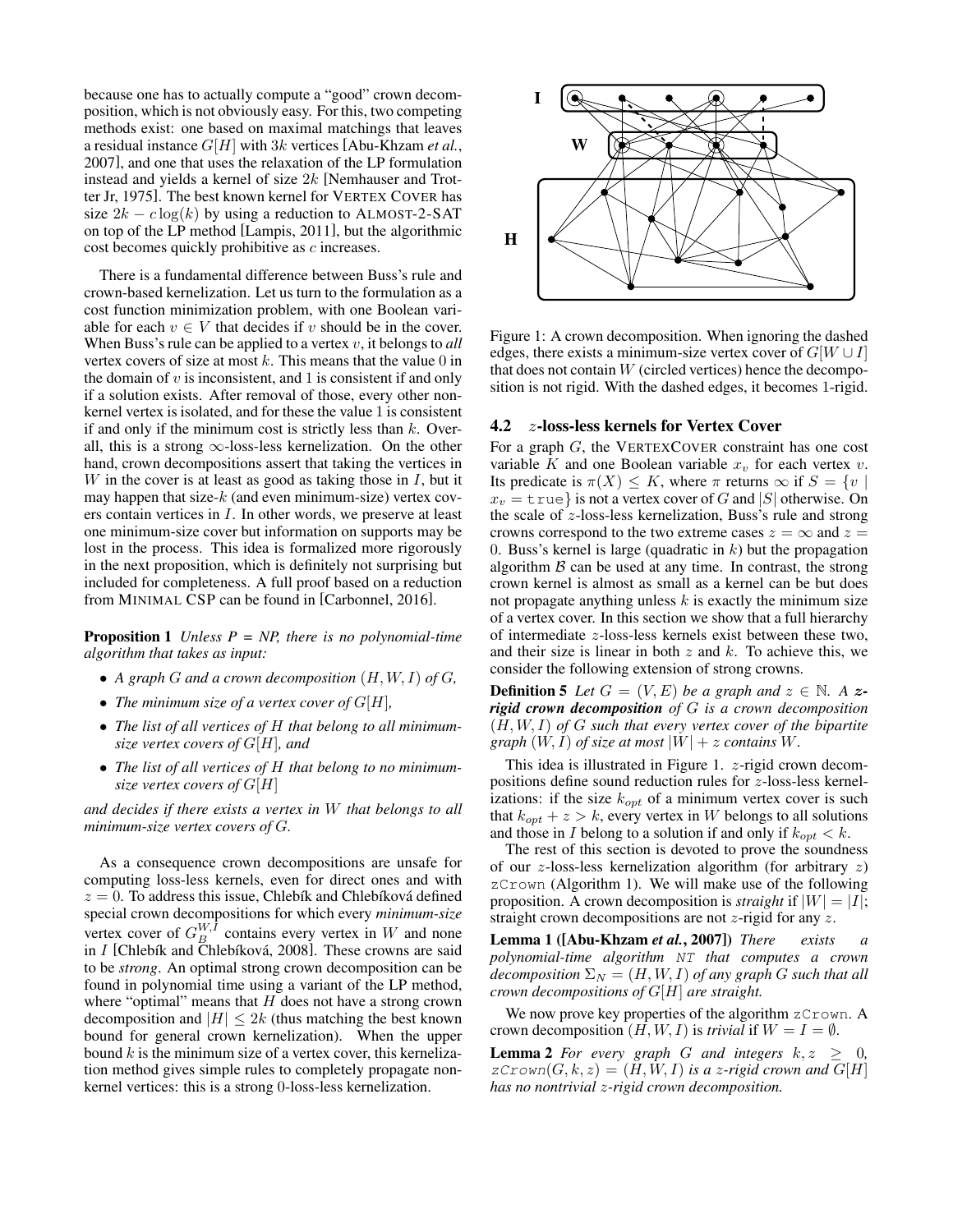because one has to actually compute a "good" crown decomposition, which is not obviously easy. For this, two competing methods exist: one based on maximal matchings that leaves a residual instance $G[H]$ with $3k$ vertices [Abu-Khzam *et al.*, 2007], and one that uses the relaxation of the LP formulation instead and yields a kernel of size $2k$ [Nemhauser and Trotter Jr, 1975]. The best known kernel for VERTEX COVER has size $2k - c\log(k)$ by using a reduction to ALMOST-2-SAT on top of the LP method [Lampis, 2011], but the algorithmic cost becomes quickly prohibitive as $c$ increases.

There is a fundamental difference between Buss's rule and crown-based kernelization. Let us turn to the formulation as a cost function minimization problem, with one Boolean variable for each $v \in V$ that decides if $v$ should be in the cover. When Buss's rule can be applied to a vertex $v$, it belongs to *all* vertex covers of size at most $k$. This means that the value 0 in the domain of $v$ is inconsistent, and 1 is consistent if and only if a solution exists. After removal of those, every other non-kernel vertex is isolated, and for these the value 1 is consistent if and only if the minimum cost is strictly less than $k$. Overall, this is a strong $\infty$-loss-less kernelization. On the other hand, crown decompositions assert that taking the vertices in $W$ in the cover is at least as good as taking those in $I$, but it may happen that size-$k$ (and even minimum-size) vertex covers contain vertices in $I$. In other words, we preserve at least one minimum-size cover but information on supports may be lost in the process. This idea is formalized more rigorously in the next proposition, which is definitely not surprising but included for completeness. A full proof based on a reduction from MINIMAL CSP can be found in [Carbonnel, 2016].

**Proposition 1** *Unless P = NP, there is no polynomial-time algorithm that takes as input:*

- *A graph $G$ and a crown decomposition $(H, W, I)$ of $G$,*
- *The minimum size of a vertex cover of $G[H]$,*
- *The list of all vertices of $H$ that belong to all minimum-size vertex covers of $G[H]$, and*
- *The list of all vertices of $H$ that belong to no minimum-size vertex covers of $G[H]$*

*and decides if there exists a vertex in $W$ that belongs to all minimum-size vertex covers of $G$.*

As a consequence crown decompositions are unsafe for computing loss-less kernels, even for direct ones and with $z = 0$. To address this issue, Chlebík and Chlebíková defined special crown decompositions for which every *minimum-size* vertex cover of $G_B^{W,I}$ contains every vertex in $W$ and none in $I$ [Chlebík and Chlebíková, 2008]. These crowns are said to be *strong*. An optimal strong crown decomposition can be found in polynomial time using a variant of the LP method, where "optimal" means that $H$ does not have a strong crown decomposition and $|H| \leq 2k$ (thus matching the best known bound for general crown kernelization). When the upper bound $k$ is the minimum size of a vertex cover, this kernelization method gives simple rules to completely propagate non-kernel vertices: this is a strong 0-loss-less kernelization.

Figure 1: A crown decomposition. When ignoring the dashed edges, there exists a minimum-size vertex cover of $G[W \cup I]$ that does not contain $W$ (circled vertices) hence the decomposition is not rigid. With the dashed edges, it becomes 1-rigid.

### 4.2 $z$-loss-less kernels for Vertex Cover

For a graph $G$, the VERTEXCOVER constraint has one cost variable $K$ and one Boolean variable $x_v$ for each vertex $v$. Its predicate is $\pi(X) \leq K$, where $\pi$ returns $\infty$ if $S = \{v \mid x_v = \texttt{true}\}$ is not a vertex cover of $G$ and $|S|$ otherwise. On the scale of $z$-loss-less kernelization, Buss's rule and strong crowns correspond to the two extreme cases $z = \infty$ and $z = 0$. Buss's kernel is large (quadratic in $k$) but the propagation algorithm $\mathcal{B}$ can be used at any time. In contrast, the strong crown kernel is almost as small as a kernel can be but does not propagate anything unless $k$ is exactly the minimum size of a vertex cover. In this section we show that a full hierarchy of intermediate $z$-loss-less kernels exist between these two, and their size is linear in both $z$ and $k$. To achieve this, we consider the following extension of strong crowns.

**Definition 5** *Let $G = (V, E)$ be a graph and $z \in \mathbb{N}$. A **$z$-rigid crown decomposition** of $G$ is a crown decomposition $(H, W, I)$ of $G$ such that every vertex cover of the bipartite graph $(W, I)$ of size at most $|W| + z$ contains $W$.*

This idea is illustrated in Figure 1. $z$-rigid crown decompositions define sound reduction rules for $z$-loss-less kernelizations: if the size $k_{opt}$ of a minimum vertex cover is such that $k_{opt} + z > k$, every vertex in $W$ belongs to all solutions and those in $I$ belong to a solution if and only if $k_{opt} < k$.

The rest of this section is devoted to prove the soundness of our $z$-loss-less kernelization algorithm (for arbitrary $z$) `zCrown` (Algorithm 1). We will make use of the following proposition. A crown decomposition is *straight* if $|W| = |I|$; straight crown decompositions are not $z$-rigid for any $z$.

**Lemma 1 ([Abu-Khzam *et al.*, 2007])** *There exists a polynomial-time algorithm `NT` that computes a crown decomposition $\Sigma_N = (H, W, I)$ of any graph $G$ such that all crown decompositions of $G[H]$ are straight.*

We now prove key properties of the algorithm `zCrown`. A crown decomposition $(H, W, I)$ is *trivial* if $W = I = \emptyset$.

**Lemma 2** *For every graph $G$ and integers $k, z \geq 0$, `zCrown`$(G, k, z) = (H, W, I)$ is a $z$-rigid crown and $G[H]$ has no nontrivial $z$-rigid crown decomposition.*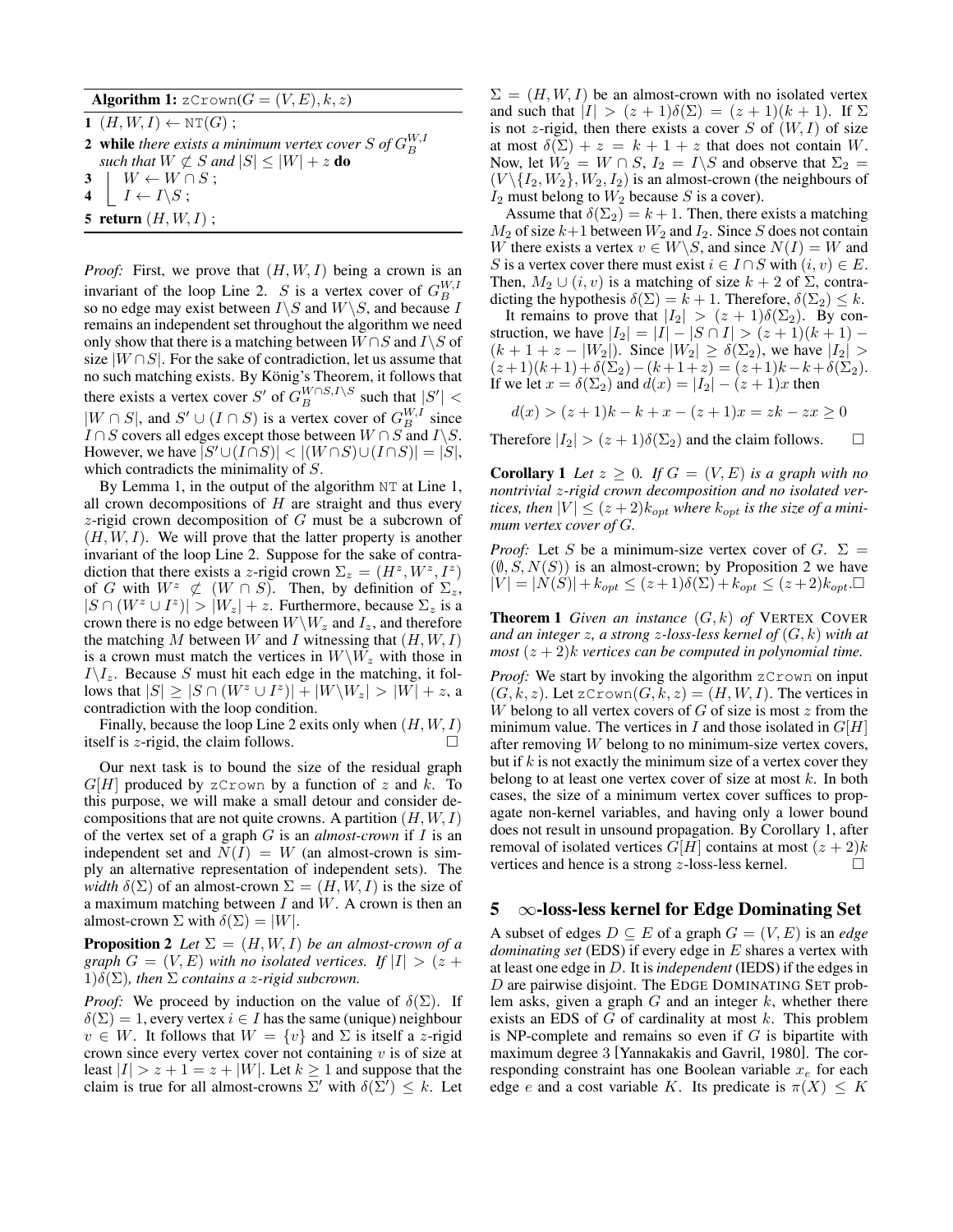**Algorithm 1:** zCrown($G = (V, E), k, z$)

```
1 (H, W, I) ← NT(G) ;
2 while there exists a minimum vertex cover S of G_B^{W,I}
    such that W ⊄ S and |S| ≤ |W| + z do
3     W ← W ∩ S ;
4     I ← I\S ;
5 return (H, W, I) ;
```

*Proof:* First, we prove that $(H, W, I)$ being a crown is an invariant of the loop Line 2. $S$ is a vertex cover of $G_B^{W,I}$ so no edge may exist between $I \backslash S$ and $W \backslash S$, and because $I$ remains an independent set throughout the algorithm we need only show that there is a matching between $W \cap S$ and $I \backslash S$ of size $|W \cap S|$. For the sake of contradiction, let us assume that no such matching exists. By König's Theorem, it follows that there exists a vertex cover $S'$ of $G_B^{W \cap S, I \backslash S}$ such that $|S'| < |W \cap S|$, and $S' \cup (I \cap S)$ is a vertex cover of $G_B^{W,I}$ since $I \cap S$ covers all edges except those between $W \cap S$ and $I \backslash S$. However, we have $|S' \cup (I \cap S)| < |(W \cap S) \cup (I \cap S)| = |S|$, which contradicts the minimality of $S$.

By Lemma 1, in the output of the algorithm NT at Line 1, all crown decompositions of $H$ are straight and thus every $z$-rigid crown decomposition of $G$ must be a subcrown of $(H, W, I)$. We will prove that the latter property is another invariant of the loop Line 2. Suppose for the sake of contradiction that there exists a $z$-rigid crown $\Sigma_z = (H^z, W^z, I^z)$ of $G$ with $W^z \not\subset (W \cap S)$. Then, by definition of $\Sigma_z$, $|S \cap (W^z \cup I^z)| > |W_z| + z$. Furthermore, because $\Sigma_z$ is a crown there is no edge between $W \backslash W_z$ and $I_z$, and therefore the matching $M$ between $W$ and $I$ witnessing that $(H, W, I)$ is a crown must match the vertices in $W \backslash W_z$ with those in $I \backslash I_z$. Because $S$ must hit each edge in the matching, it follows that $|S| \geq |S \cap (W^z \cup I^z)| + |W \backslash W_z| > |W| + z$, a contradiction with the loop condition.

Finally, because the loop Line 2 exits only when $(H, W, I)$ itself is $z$-rigid, the claim follows. □

Our next task is to bound the size of the residual graph $G[H]$ produced by zCrown by a function of $z$ and $k$. To this purpose, we will make a small detour and consider decompositions that are not quite crowns. A partition $(H, W, I)$ of the vertex set of a graph $G$ is an *almost-crown* if $I$ is an independent set and $N(I) = W$ (an almost-crown is simply an alternative representation of independent sets). The *width* $\delta(\Sigma)$ of an almost-crown $\Sigma = (H, W, I)$ is the size of a maximum matching between $I$ and $W$. A crown is then an almost-crown $\Sigma$ with $\delta(\Sigma) = |W|$.

**Proposition 2** *Let $\Sigma = (H, W, I)$ be an almost-crown of a graph $G = (V, E)$ with no isolated vertices. If $|I| > (z + 1)\delta(\Sigma)$, then $\Sigma$ contains a $z$-rigid subcrown.*

*Proof:* We proceed by induction on the value of $\delta(\Sigma)$. If $\delta(\Sigma) = 1$, every vertex $i \in I$ has the same (unique) neighbour $v \in W$. It follows that $W = \{v\}$ and $\Sigma$ is itself a $z$-rigid crown since every vertex cover not containing $v$ is of size at least $|I| > z + 1 = z + |W|$. Let $k \geq 1$ and suppose that the claim is true for all almost-crowns $\Sigma'$ with $\delta(\Sigma') \leq k$. Let $\Sigma = (H, W, I)$ be an almost-crown with no isolated vertex and such that $|I| > (z + 1)\delta(\Sigma) = (z + 1)(k + 1)$. If $\Sigma$ is not $z$-rigid, then there exists a cover $S$ of $(W, I)$ of size at most $\delta(\Sigma) + z = k + 1 + z$ that does not contain $W$. Now, let $W_2 = W \cap S$, $I_2 = I \backslash S$ and observe that $\Sigma_2 = (V \backslash \{I_2, W_2\}, W_2, I_2)$ is an almost-crown (the neighbours of $I_2$ must belong to $W_2$ because $S$ is a cover).

Assume that $\delta(\Sigma_2) = k + 1$. Then, there exists a matching $M_2$ of size $k+1$ between $W_2$ and $I_2$. Since $S$ does not contain $W$ there exists a vertex $v \in W \backslash S$, and since $N(I) = W$ and $S$ is a vertex cover there must exist $i \in I \cap S$ with $(i, v) \in E$. Then, $M_2 \cup (i, v)$ is a matching of size $k + 2$ of $\Sigma$, contradicting the hypothesis $\delta(\Sigma) = k + 1$. Therefore, $\delta(\Sigma_2) \leq k$.

It remains to prove that $|I_2| > (z + 1)\delta(\Sigma_2)$. By construction, we have $|I_2| = |I| - |S \cap I| > (z + 1)(k + 1) - (k + 1 + z - |W_2|)$. Since $|W_2| \geq \delta(\Sigma_2)$, we have $|I_2| > (z+1)(k+1) + \delta(\Sigma_2) - (k+1+z) = (z+1)k - k + \delta(\Sigma_2)$. If we let $x = \delta(\Sigma_2)$ and $d(x) = |I_2| - (z + 1)x$ then

$$d(x) > (z + 1)k - k + x - (z + 1)x = zk - zx \geq 0$$

Therefore $|I_2| > (z + 1)\delta(\Sigma_2)$ and the claim follows. □

**Corollary 1** *Let $z \geq 0$. If $G = (V, E)$ is a graph with no nontrivial $z$-rigid crown decomposition and no isolated vertices, then $|V| \leq (z + 2)k_{opt}$ where $k_{opt}$ is the size of a minimum vertex cover of $G$.*

*Proof:* Let $S$ be a minimum-size vertex cover of $G$. $\Sigma = (\emptyset, S, N(S))$ is an almost-crown; by Proposition 2 we have $|V| = |N(S)| + k_{opt} \leq (z + 1)\delta(\Sigma) + k_{opt} \leq (z + 2)k_{opt}$. □

**Theorem 1** *Given an instance $(G, k)$ of* Vertex Cover *and an integer $z$, a strong $z$-loss-less kernel of $(G, k)$ with at most $(z + 2)k$ vertices can be computed in polynomial time.*

*Proof:* We start by invoking the algorithm zCrown on input $(G, k, z)$. Let zCrown$(G, k, z) = (H, W, I)$. The vertices in $W$ belong to all vertex covers of $G$ of size is most $z$ from the minimum value. The vertices in $I$ and those isolated in $G[H]$ after removing $W$ belong to no minimum-size vertex covers, but if $k$ is not exactly the minimum size of a vertex cover they belong to at least one vertex cover of size at most $k$. In both cases, the size of a minimum vertex cover suffices to propagate non-kernel variables, and having only a lower bound does not result in unsound propagation. By Corollary 1, after removal of isolated vertices $G[H]$ contains at most $(z + 2)k$ vertices and hence is a strong $z$-loss-less kernel. □

## 5 $\infty$-loss-less kernel for Edge Dominating Set

A subset of edges $D \subseteq E$ of a graph $G = (V, E)$ is an *edge dominating set* (EDS) if every edge in $E$ shares a vertex with at least one edge in $D$. It is *independent* (IEDS) if the edges in $D$ are pairwise disjoint. The Edge Dominating Set problem asks, given a graph $G$ and an integer $k$, whether there exists an EDS of $G$ of cardinality at most $k$. This problem is NP-complete and remains so even if $G$ is bipartite with maximum degree 3 [Yannakakis and Gavril, 1980]. The corresponding constraint has one Boolean variable $x_e$ for each edge $e$ and a cost variable $K$. Its predicate is $\pi(X) \leq K$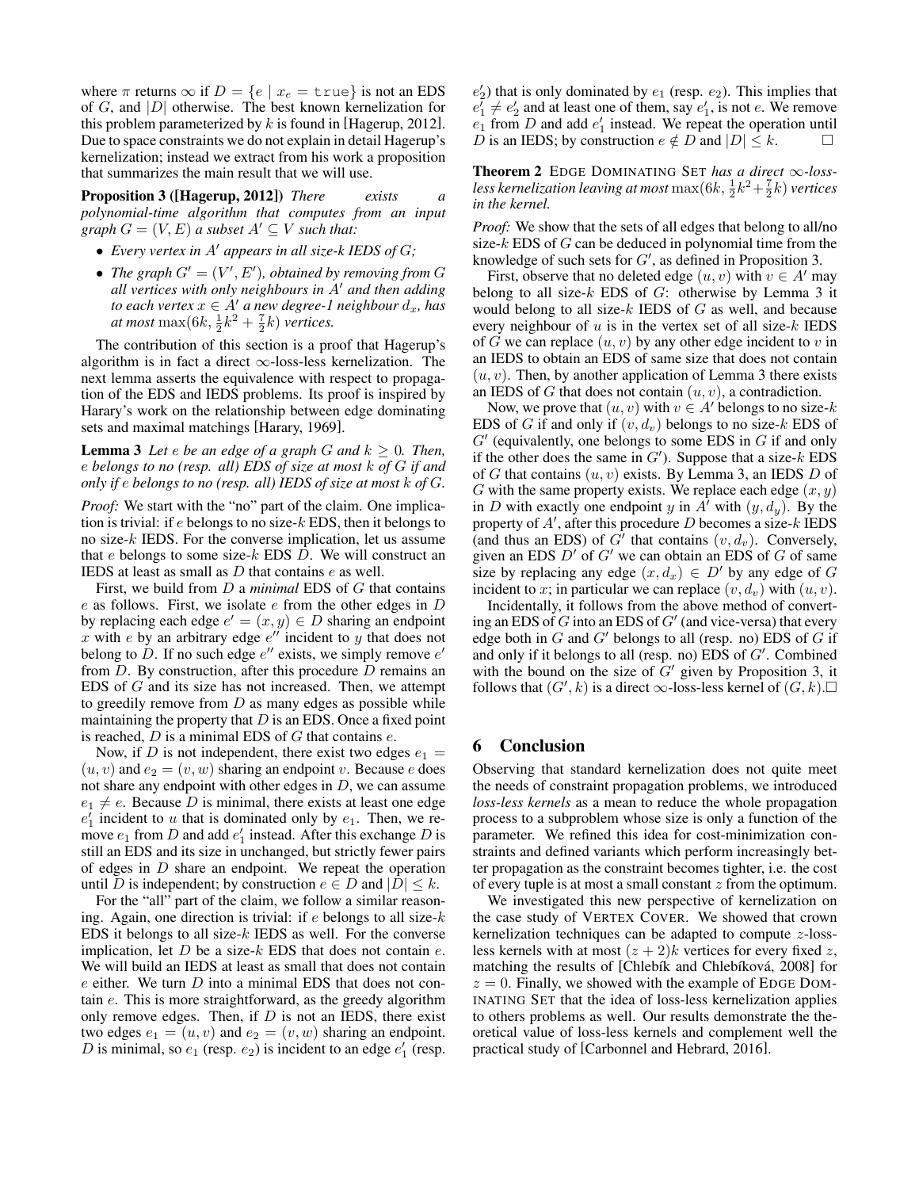where $\pi$ returns $\infty$ if $D = \{e \mid x_e = \texttt{true}\}$ is not an EDS of $G$, and $|D|$ otherwise. The best known kernelization for this problem parameterized by $k$ is found in [Hagerup, 2012]. Due to space constraints we do not explain in detail Hagerup's kernelization; instead we extract from his work a proposition that summarizes the main result that we will use.

**Proposition 3 ([Hagerup, 2012])** *There exists a polynomial-time algorithm that computes from an input graph $G = (V, E)$ a subset $A' \subseteq V$ such that:*

- *Every vertex in $A'$ appears in all size-$k$ IEDS of $G$;*
- *The graph $G' = (V', E')$, obtained by removing from $G$ all vertices with only neighbours in $A'$ and then adding to each vertex $x \in A'$ a new degree-1 neighbour $d_x$, has at most $\max(6k, \frac{1}{2}k^2 + \frac{7}{2}k)$ vertices.*

The contribution of this section is a proof that Hagerup's algorithm is in fact a direct $\infty$-loss-less kernelization. The next lemma asserts the equivalence with respect to propagation of the EDS and IEDS problems. Its proof is inspired by Harary's work on the relationship between edge dominating sets and maximal matchings [Harary, 1969].

**Lemma 3** *Let $e$ be an edge of a graph $G$ and $k \geq 0$. Then, $e$ belongs to no (resp. all) EDS of size at most $k$ of $G$ if and only if $e$ belongs to no (resp. all) IEDS of size at most $k$ of $G$.*

*Proof:* We start with the "no" part of the claim. One implication is trivial: if $e$ belongs to no size-$k$ EDS, then it belongs to no size-$k$ IEDS. For the converse implication, let us assume that $e$ belongs to some size-$k$ EDS $D$. We will construct an IEDS at least as small as $D$ that contains $e$ as well.

First, we build from $D$ a *minimal* EDS of $G$ that contains $e$ as follows. First, we isolate $e$ from the other edges in $D$ by replacing each edge $e' = (x, y) \in D$ sharing an endpoint $x$ with $e$ by an arbitrary edge $e''$ incident to $y$ that does not belong to $D$. If no such edge $e''$ exists, we simply remove $e'$ from $D$. By construction, after this procedure $D$ remains an EDS of $G$ and its size has not increased. Then, we attempt to greedily remove from $D$ as many edges as possible while maintaining the property that $D$ is an EDS. Once a fixed point is reached, $D$ is a minimal EDS of $G$ that contains $e$.

Now, if $D$ is not independent, there exist two edges $e_1 = (u, v)$ and $e_2 = (v, w)$ sharing an endpoint $v$. Because $e$ does not share any endpoint with other edges in $D$, we can assume $e_1 \neq e$. Because $D$ is minimal, there exists at least one edge $e'_1$ incident to $u$ that is dominated only by $e_1$. Then, we remove $e_1$ from $D$ and add $e'_1$ instead. After this exchange $D$ is still an EDS and its size in unchanged, but strictly fewer pairs of edges in $D$ share an endpoint. We repeat the operation until $D$ is independent; by construction $e \in D$ and $|D| \leq k$.

For the "all" part of the claim, we follow a similar reasoning. Again, one direction is trivial: if $e$ belongs to all size-$k$ EDS it belongs to all size-$k$ IEDS as well. For the converse implication, let $D$ be a size-$k$ EDS that does not contain $e$. We will build an IEDS at least as small that does not contain $e$ either. We turn $D$ into a minimal EDS that does not contain $e$. This is more straightforward, as the greedy algorithm only remove edges. Then, if $D$ is not an IEDS, there exist two edges $e_1 = (u, v)$ and $e_2 = (v, w)$ sharing an endpoint. $D$ is minimal, so $e_1$ (resp. $e_2$) is incident to an edge $e'_1$ (resp. $e'_2$) that is only dominated by $e_1$ (resp. $e_2$). This implies that $e'_1 \neq e'_2$ and at least one of them, say $e'_1$, is not $e$. We remove $e_1$ from $D$ and add $e'_1$ instead. We repeat the operation until $D$ is an IEDS; by construction $e \notin D$ and $|D| \leq k$. $\square$

**Theorem 2** Edge Dominating Set *has a direct $\infty$-loss-less kernelization leaving at most $\max(6k, \frac{1}{2}k^2 + \frac{7}{2}k)$ vertices in the kernel.*

*Proof:* We show that the sets of all edges that belong to all/no size-$k$ EDS of $G$ can be deduced in polynomial time from the knowledge of such sets for $G'$, as defined in Proposition 3.

First, observe that no deleted edge $(u, v)$ with $v \in A'$ may belong to all size-$k$ EDS of $G$: otherwise by Lemma 3 it would belong to all size-$k$ IEDS of $G$ as well, and because every neighbour of $u$ is in the vertex set of all size-$k$ IEDS of $G$ we can replace $(u, v)$ by any other edge incident to $v$ in an IEDS to obtain an EDS of same size that does not contain $(u, v)$. Then, by another application of Lemma 3 there exists an IEDS of $G$ that does not contain $(u, v)$, a contradiction.

Now, we prove that $(u, v)$ with $v \in A'$ belongs to no size-$k$ EDS of $G$ if and only if $(v, d_v)$ belongs to no size-$k$ EDS of $G'$ (equivalently, one belongs to some EDS in $G$ if and only if the other does the same in $G'$). Suppose that a size-$k$ EDS of $G$ that contains $(u, v)$ exists. By Lemma 3, an IEDS $D$ of $G$ with the same property exists. We replace each edge $(x, y)$ in $D$ with exactly one endpoint $y$ in $A'$ with $(y, d_y)$. By the property of $A'$, after this procedure $D$ becomes a size-$k$ IEDS (and thus an EDS) of $G'$ that contains $(v, d_v)$. Conversely, given an EDS $D'$ of $G'$ we can obtain an EDS of $G$ of same size by replacing any edge $(x, d_x) \in D'$ by any edge of $G$ incident to $x$; in particular we can replace $(v, d_v)$ with $(u, v)$.

Incidentally, it follows from the above method of converting an EDS of $G$ into an EDS of $G'$ (and vice-versa) that every edge both in $G$ and $G'$ belongs to all (resp. no) EDS of $G$ if and only if it belongs to all (resp. no) EDS of $G'$. Combined with the bound on the size of $G'$ given by Proposition 3, it follows that $(G', k)$ is a direct $\infty$-loss-less kernel of $(G, k)$. $\square$

## 6 Conclusion

Observing that standard kernelization does not quite meet the needs of constraint propagation problems, we introduced *loss-less kernels* as a mean to reduce the whole propagation process to a subproblem whose size is only a function of the parameter. We refined this idea for cost-minimization constraints and defined variants which perform increasingly better propagation as the constraint becomes tighter, i.e. the cost of every tuple is at most a small constant $z$ from the optimum.

We investigated this new perspective of kernelization on the case study of Vertex Cover. We showed that crown kernelization techniques can be adapted to compute $z$-loss-less kernels with at most $(z + 2)k$ vertices for every fixed $z$, matching the results of [Chlebík and Chlebíková, 2008] for $z = 0$. Finally, we showed with the example of Edge Dominating Set that the idea of loss-less kernelization applies to others problems as well. Our results demonstrate the theoretical value of loss-less kernels and complement well the practical study of [Carbonnel and Hebrard, 2016].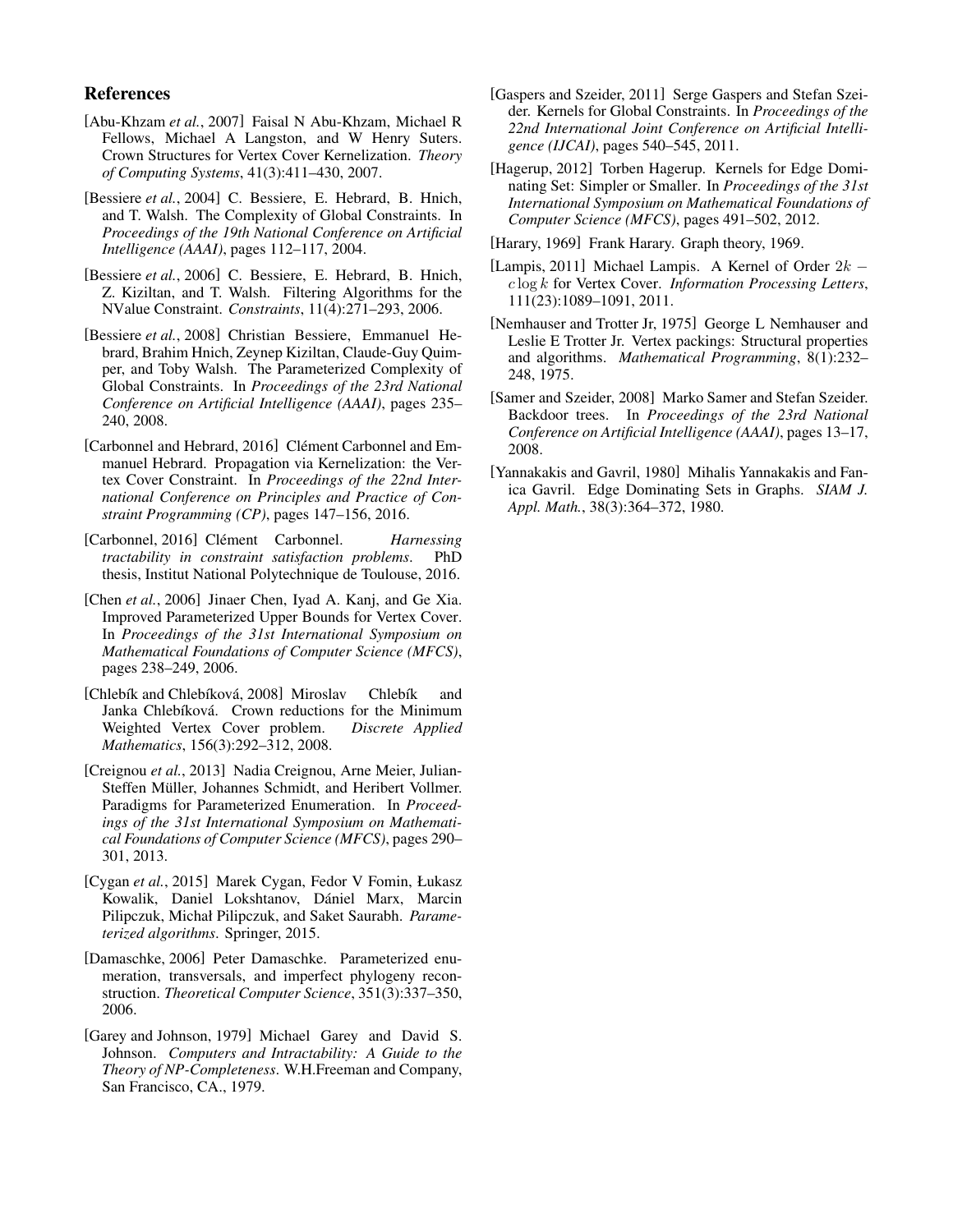## References

[Abu-Khzam *et al.*, 2007] Faisal N Abu-Khzam, Michael R Fellows, Michael A Langston, and W Henry Suters. Crown Structures for Vertex Cover Kernelization. *Theory of Computing Systems*, 41(3):411–430, 2007.

[Bessiere *et al.*, 2004] C. Bessiere, E. Hebrard, B. Hnich, and T. Walsh. The Complexity of Global Constraints. In *Proceedings of the 19th National Conference on Artificial Intelligence (AAAI)*, pages 112–117, 2004.

[Bessiere *et al.*, 2006] C. Bessiere, E. Hebrard, B. Hnich, Z. Kiziltan, and T. Walsh. Filtering Algorithms for the NValue Constraint. *Constraints*, 11(4):271–293, 2006.

[Bessiere *et al.*, 2008] Christian Bessiere, Emmanuel Hebrard, Brahim Hnich, Zeynep Kiziltan, Claude-Guy Quimper, and Toby Walsh. The Parameterized Complexity of Global Constraints. In *Proceedings of the 23rd National Conference on Artificial Intelligence (AAAI)*, pages 235–240, 2008.

[Carbonnel and Hebrard, 2016] Clément Carbonnel and Emmanuel Hebrard. Propagation via Kernelization: the Vertex Cover Constraint. In *Proceedings of the 22nd International Conference on Principles and Practice of Constraint Programming (CP)*, pages 147–156, 2016.

[Carbonnel, 2016] Clément Carbonnel. *Harnessing tractability in constraint satisfaction problems*. PhD thesis, Institut National Polytechnique de Toulouse, 2016.

[Chen *et al.*, 2006] Jinaer Chen, Iyad A. Kanj, and Ge Xia. Improved Parameterized Upper Bounds for Vertex Cover. In *Proceedings of the 31st International Symposium on Mathematical Foundations of Computer Science (MFCS)*, pages 238–249, 2006.

[Chlebík and Chlebíková, 2008] Miroslav Chlebík and Janka Chlebíková. Crown reductions for the Minimum Weighted Vertex Cover problem. *Discrete Applied Mathematics*, 156(3):292–312, 2008.

[Creignou *et al.*, 2013] Nadia Creignou, Arne Meier, Julian-Steffen Müller, Johannes Schmidt, and Heribert Vollmer. Paradigms for Parameterized Enumeration. In *Proceedings of the 31st International Symposium on Mathematical Foundations of Computer Science (MFCS)*, pages 290–301, 2013.

[Cygan *et al.*, 2015] Marek Cygan, Fedor V Fomin, Łukasz Kowalik, Daniel Lokshtanov, Dániel Marx, Marcin Pilipczuk, Michał Pilipczuk, and Saket Saurabh. *Parameterized algorithms*. Springer, 2015.

[Damaschke, 2006] Peter Damaschke. Parameterized enumeration, transversals, and imperfect phylogeny reconstruction. *Theoretical Computer Science*, 351(3):337–350, 2006.

[Garey and Johnson, 1979] Michael Garey and David S. Johnson. *Computers and Intractability: A Guide to the Theory of NP-Completeness*. W.H.Freeman and Company, San Francisco, CA., 1979.

[Gaspers and Szeider, 2011] Serge Gaspers and Stefan Szeider. Kernels for Global Constraints. In *Proceedings of the 22nd International Joint Conference on Artificial Intelligence (IJCAI)*, pages 540–545, 2011.

[Hagerup, 2012] Torben Hagerup. Kernels for Edge Dominating Set: Simpler or Smaller. In *Proceedings of the 31st International Symposium on Mathematical Foundations of Computer Science (MFCS)*, pages 491–502, 2012.

[Harary, 1969] Frank Harary. Graph theory, 1969.

[Lampis, 2011] Michael Lampis. A Kernel of Order $2k - c \log k$ for Vertex Cover. *Information Processing Letters*, 111(23):1089–1091, 2011.

[Nemhauser and Trotter Jr, 1975] George L Nemhauser and Leslie E Trotter Jr. Vertex packings: Structural properties and algorithms. *Mathematical Programming*, 8(1):232–248, 1975.

[Samer and Szeider, 2008] Marko Samer and Stefan Szeider. Backdoor trees. In *Proceedings of the 23rd National Conference on Artificial Intelligence (AAAI)*, pages 13–17, 2008.

[Yannakakis and Gavril, 1980] Mihalis Yannakakis and Fanica Gavril. Edge Dominating Sets in Graphs. *SIAM J. Appl. Math.*, 38(3):364–372, 1980.